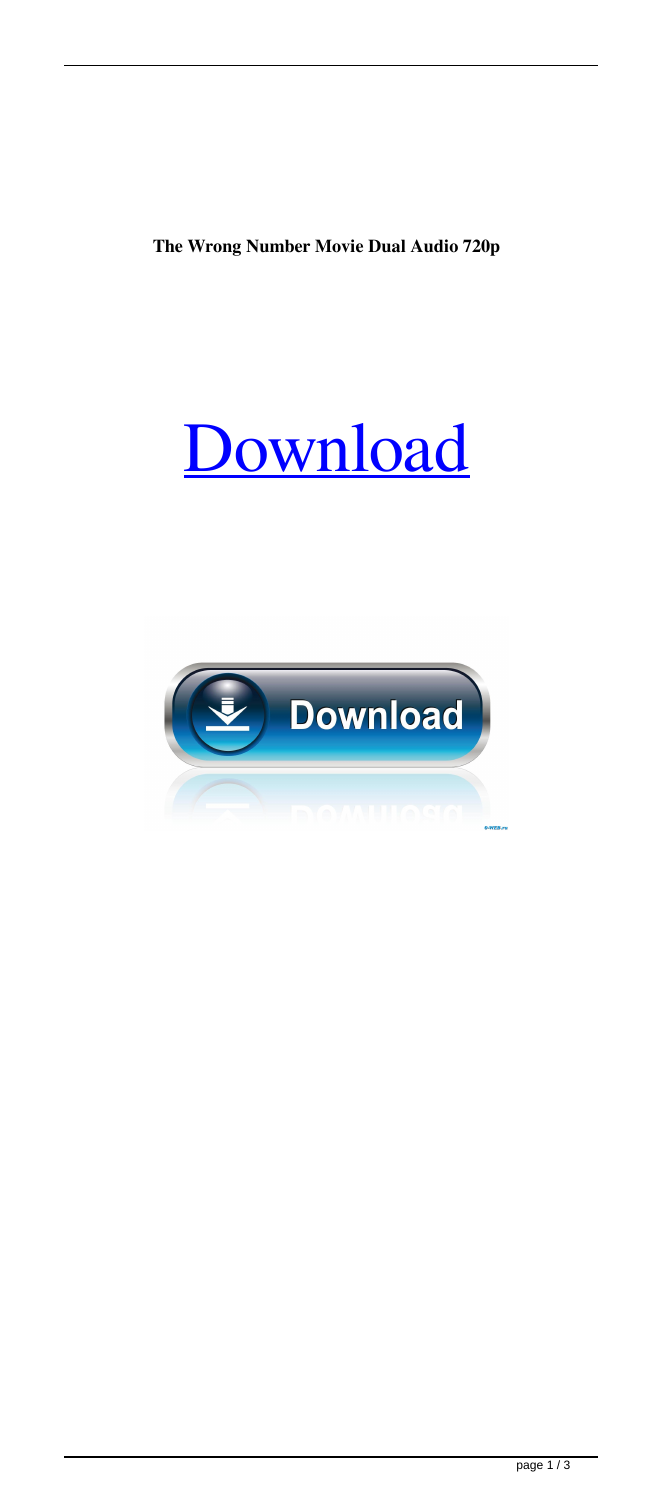**The Wrong Number Movie Dual Audio 720p**

# [Download](#)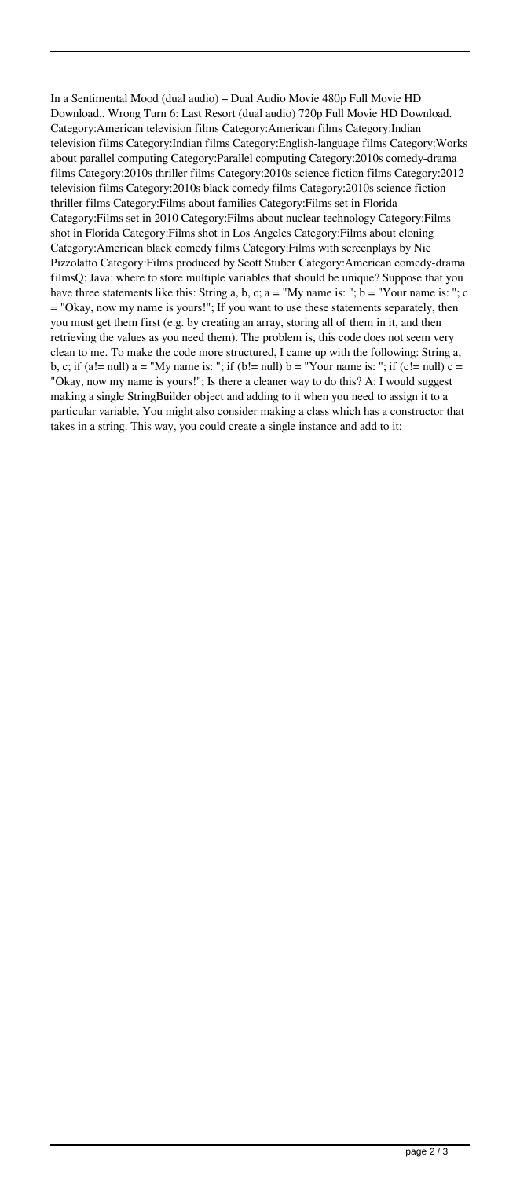In a Sentimental Mood (dual audio) – Dual Audio Movie 480p Full Movie HD Download.. Wrong Turn 6: Last Resort (dual audio) 720p Full Movie HD Download. Category:American television films Category:American films Category:Indian television films Category:Indian films Category:English-language films Category:Works about parallel computing Category:Parallel computing Category:2010s comedy-drama films Category:2010s thriller films Category:2010s science fiction films Category:2012 television films Category:2010s black comedy films Category:2010s science fiction thriller films Category:Films about families Category:Films set in Florida Category:Films set in 2010 Category:Films about nuclear technology Category:Films shot in Florida Category:Films shot in Los Angeles Category:Films about cloning Category:American black comedy films Category:Films with screenplays by Nic Pizzolatto Category:Films produced by Scott Stuber Category:American comedy-drama filmsQ: Java: where to store multiple variables that should be unique? Suppose that you have three statements like this: String a, b, c; a = "My name is: "; b = "Your name is: "; c = "Okay, now my name is yours!"; If you want to use these statements separately, then you must get them first (e.g. by creating an array, storing all of them in it, and then retrieving the values as you need them). The problem is, this code does not seem very clean to me. To make the code more structured, I came up with the following: String a, b, c; if (a!= null) a = "My name is: "; if (b!= null) b = "Your name is: "; if (c!= null) c = "Okay, now my name is yours!"; Is there a cleaner way to do this? A: I would suggest making a single StringBuilder object and adding to it when you need to assign it to a particular variable. You might also consider making a class which has a constructor that takes in a string. This way, you could create a single instance and add to it: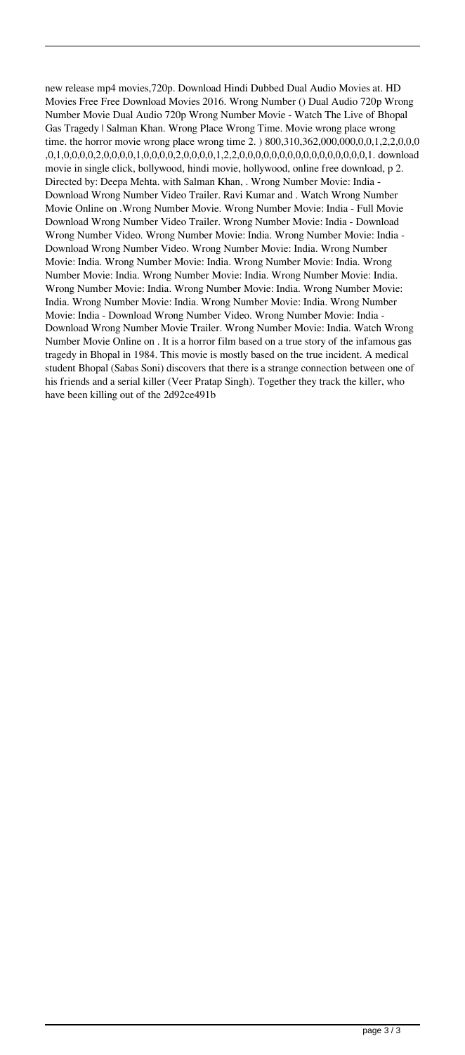new release mp4 movies,720p. Download Hindi Dubbed Dual Audio Movies at. HD Movies Free Free Download Movies 2016. Wrong Number () Dual Audio 720p Wrong Number Movie Dual Audio 720p Wrong Number Movie - Watch The Live of Bhopal Gas Tragedy | Salman Khan. Wrong Place Wrong Time. Movie wrong place wrong time. the horror movie wrong place wrong time 2. ) 800,310,362,000,000,0,0,1,2,2,0,0,0,0,1,0,0,0,0,2,0,0,0,0,1,0,0,0,0,2,0,0,0,0,1,2,2,0,0,0,0,0,0,0,0,0,0,0,0,0,0,0,1. download movie in single click, bollywood, hindi movie, hollywood, online free download, p 2. Directed by: Deepa Mehta. with Salman Khan, . Wrong Number Movie: India - Download Wrong Number Video Trailer. Ravi Kumar and . Watch Wrong Number Movie Online on .Wrong Number Movie. Wrong Number Movie: India - Full Movie Download Wrong Number Video Trailer. Wrong Number Movie: India - Download Wrong Number Video. Wrong Number Movie: India. Wrong Number Movie: India - Download Wrong Number Video. Wrong Number Movie: India. Wrong Number Movie: India. Wrong Number Movie: India. Wrong Number Movie: India. Wrong Number Movie: India. Wrong Number Movie: India. Wrong Number Movie: India. Wrong Number Movie: India. Wrong Number Movie: India. Wrong Number Movie: India. Wrong Number Movie: India. Wrong Number Movie: India. Wrong Number Movie: India - Download Wrong Number Video. Wrong Number Movie: India - Download Wrong Number Movie Trailer. Wrong Number Movie: India. Watch Wrong Number Movie Online on . It is a horror film based on a true story of the infamous gas tragedy in Bhopal in 1984. This movie is mostly based on the true incident. A medical student Bhopal (Sabas Soni) discovers that there is a strange connection between one of his friends and a serial killer (Veer Pratap Singh). Together they track the killer, who have been killing out of the 2d92ce491b